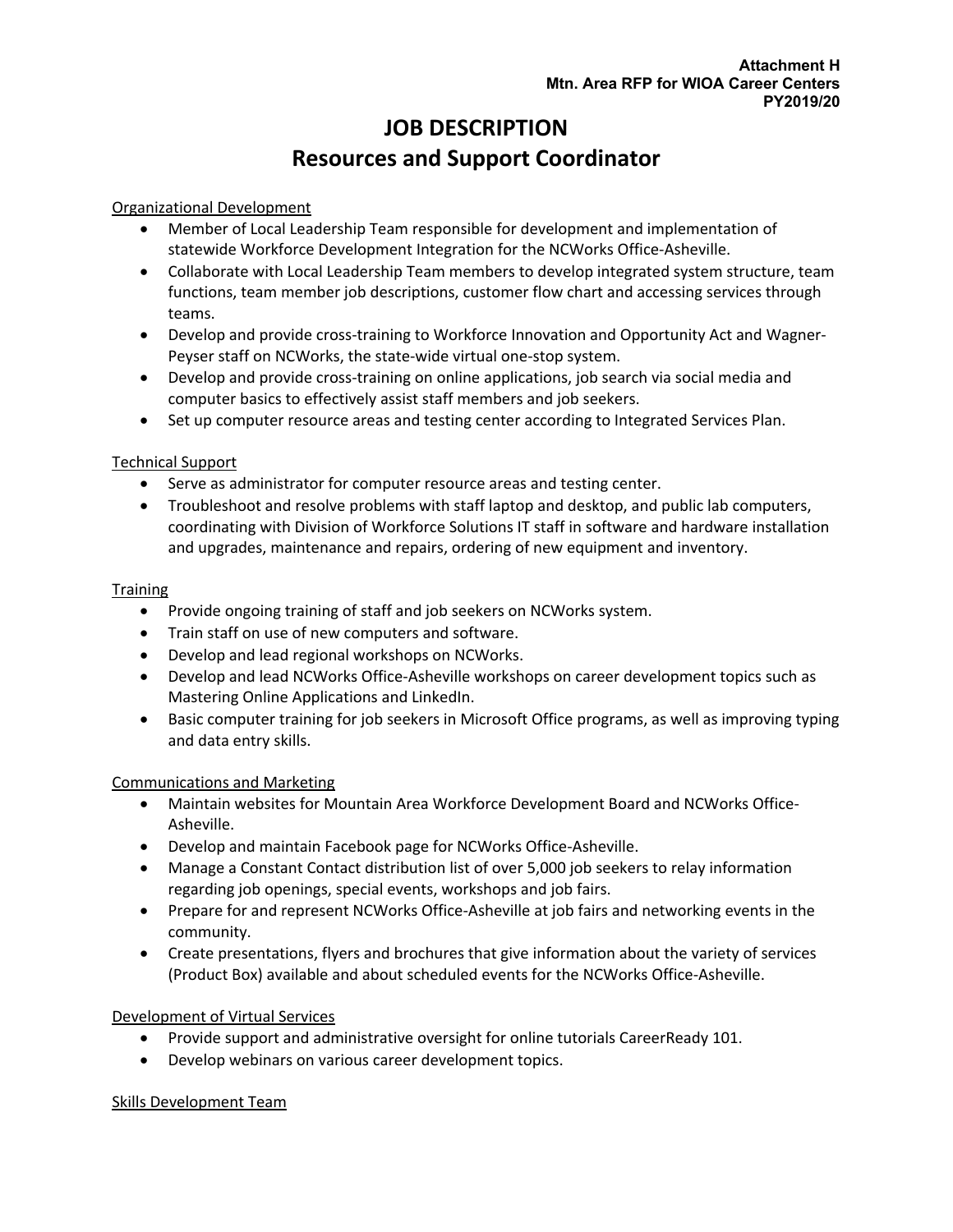**Attachment H**
**Mtn. Area RFP for WIOA Career Centers**
**PY2019/20**

# JOB DESCRIPTION
# Resources and Support Coordinator

Organizational Development

- Member of Local Leadership Team responsible for development and implementation of statewide Workforce Development Integration for the NCWorks Office-Asheville.
- Collaborate with Local Leadership Team members to develop integrated system structure, team functions, team member job descriptions, customer flow chart and accessing services through teams.
- Develop and provide cross-training to Workforce Innovation and Opportunity Act and Wagner-Peyser staff on NCWorks, the state-wide virtual one-stop system.
- Develop and provide cross-training on online applications, job search via social media and computer basics to effectively assist staff members and job seekers.
- Set up computer resource areas and testing center according to Integrated Services Plan.

Technical Support

- Serve as administrator for computer resource areas and testing center.
- Troubleshoot and resolve problems with staff laptop and desktop, and public lab computers, coordinating with Division of Workforce Solutions IT staff in software and hardware installation and upgrades, maintenance and repairs, ordering of new equipment and inventory.

Training

- Provide ongoing training of staff and job seekers on NCWorks system.
- Train staff on use of new computers and software.
- Develop and lead regional workshops on NCWorks.
- Develop and lead NCWorks Office-Asheville workshops on career development topics such as Mastering Online Applications and LinkedIn.
- Basic computer training for job seekers in Microsoft Office programs, as well as improving typing and data entry skills.

Communications and Marketing

- Maintain websites for Mountain Area Workforce Development Board and NCWorks Office-Asheville.
- Develop and maintain Facebook page for NCWorks Office-Asheville.
- Manage a Constant Contact distribution list of over 5,000 job seekers to relay information regarding job openings, special events, workshops and job fairs.
- Prepare for and represent NCWorks Office-Asheville at job fairs and networking events in the community.
- Create presentations, flyers and brochures that give information about the variety of services (Product Box) available and about scheduled events for the NCWorks Office-Asheville.

Development of Virtual Services

- Provide support and administrative oversight for online tutorials CareerReady 101.
- Develop webinars on various career development topics.

Skills Development Team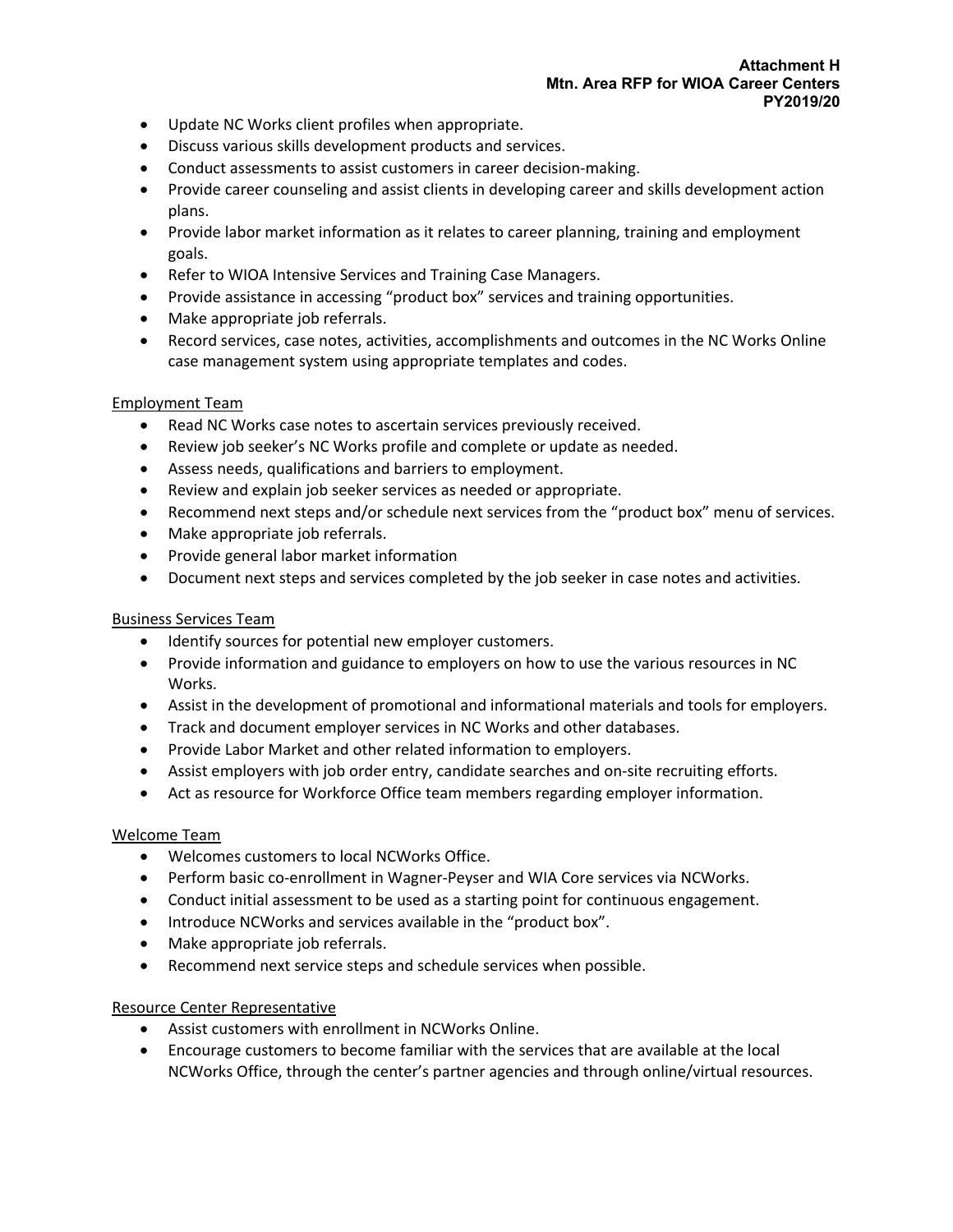- Update NC Works client profiles when appropriate.
- Discuss various skills development products and services.
- Conduct assessments to assist customers in career decision-making.
- Provide career counseling and assist clients in developing career and skills development action plans.
- Provide labor market information as it relates to career planning, training and employment goals.
- Refer to WIOA Intensive Services and Training Case Managers.
- Provide assistance in accessing "product box" services and training opportunities.
- Make appropriate job referrals.
- Record services, case notes, activities, accomplishments and outcomes in the NC Works Online case management system using appropriate templates and codes.

<u>Employment Team</u>

- Read NC Works case notes to ascertain services previously received.
- Review job seeker's NC Works profile and complete or update as needed.
- Assess needs, qualifications and barriers to employment.
- Review and explain job seeker services as needed or appropriate.
- Recommend next steps and/or schedule next services from the "product box" menu of services.
- Make appropriate job referrals.
- Provide general labor market information
- Document next steps and services completed by the job seeker in case notes and activities.

<u>Business Services Team</u>

- Identify sources for potential new employer customers.
- Provide information and guidance to employers on how to use the various resources in NC Works.
- Assist in the development of promotional and informational materials and tools for employers.
- Track and document employer services in NC Works and other databases.
- Provide Labor Market and other related information to employers.
- Assist employers with job order entry, candidate searches and on-site recruiting efforts.
- Act as resource for Workforce Office team members regarding employer information.

<u>Welcome Team</u>

- Welcomes customers to local NCWorks Office.
- Perform basic co-enrollment in Wagner-Peyser and WIA Core services via NCWorks.
- Conduct initial assessment to be used as a starting point for continuous engagement.
- Introduce NCWorks and services available in the "product box".
- Make appropriate job referrals.
- Recommend next service steps and schedule services when possible.

<u>Resource Center Representative</u>

- Assist customers with enrollment in NCWorks Online.
- Encourage customers to become familiar with the services that are available at the local NCWorks Office, through the center's partner agencies and through online/virtual resources.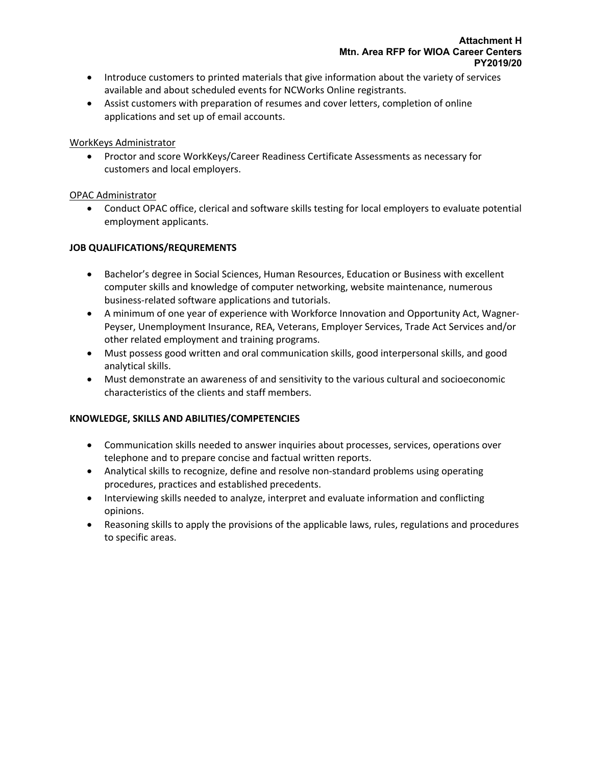- Introduce customers to printed materials that give information about the variety of services available and about scheduled events for NCWorks Online registrants.
- Assist customers with preparation of resumes and cover letters, completion of online applications and set up of email accounts.

WorkKeys Administrator

- Proctor and score WorkKeys/Career Readiness Certificate Assessments as necessary for customers and local employers.

OPAC Administrator

- Conduct OPAC office, clerical and software skills testing for local employers to evaluate potential employment applicants.

**JOB QUALIFICATIONS/REQUREMENTS**

- Bachelor's degree in Social Sciences, Human Resources, Education or Business with excellent computer skills and knowledge of computer networking, website maintenance, numerous business-related software applications and tutorials.
- A minimum of one year of experience with Workforce Innovation and Opportunity Act, Wagner-Peyser, Unemployment Insurance, REA, Veterans, Employer Services, Trade Act Services and/or other related employment and training programs.
- Must possess good written and oral communication skills, good interpersonal skills, and good analytical skills.
- Must demonstrate an awareness of and sensitivity to the various cultural and socioeconomic characteristics of the clients and staff members.

**KNOWLEDGE, SKILLS AND ABILITIES/COMPETENCIES**

- Communication skills needed to answer inquiries about processes, services, operations over telephone and to prepare concise and factual written reports.
- Analytical skills to recognize, define and resolve non-standard problems using operating procedures, practices and established precedents.
- Interviewing skills needed to analyze, interpret and evaluate information and conflicting opinions.
- Reasoning skills to apply the provisions of the applicable laws, rules, regulations and procedures to specific areas.